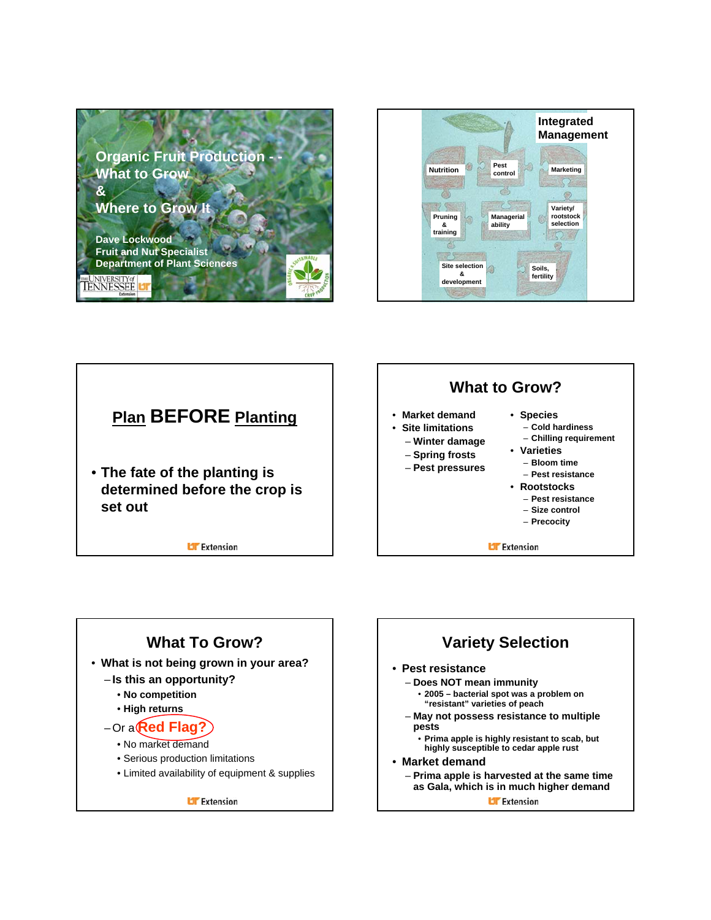# Organic Fruit Production - - What to Grow & Where to Grow It

Dave Lockwood
Fruit and Nut Specialist
Department of Plant Sciences

---

## Integrated Management

- Nutrition
- Pest control
- Marketing
- Pruning & training
- Managerial ability
- Variety/ rootstock selection
- Site selection & development
- Soils, fertility

---

## Plan BEFORE Planting

- The fate of the planting is determined before the crop is set out

---

## What to Grow?

- Market demand
- Site limitations
  - Winter damage
  - Spring frosts
  - Pest pressures
- Species
  - Cold hardiness
  - Chilling requirement
- Varieties
  - Bloom time
  - Pest resistance
- Rootstocks
  - Pest resistance
  - Size control
  - Precocity

---

## What To Grow?

- What is not being grown in your area?
  - Is this an opportunity?
    - No competition
    - High returns
  - Or a Red Flag?
    - No market demand
    - Serious production limitations
    - Limited availability of equipment & supplies

---

## Variety Selection

- Pest resistance
  - Does NOT mean immunity
    - 2005 – bacterial spot was a problem on "resistant" varieties of peach
  - May not possess resistance to multiple pests
    - Prima apple is highly resistant to scab, but highly susceptible to cedar apple rust
- Market demand
  - Prima apple is harvested at the same time as Gala, which is in much higher demand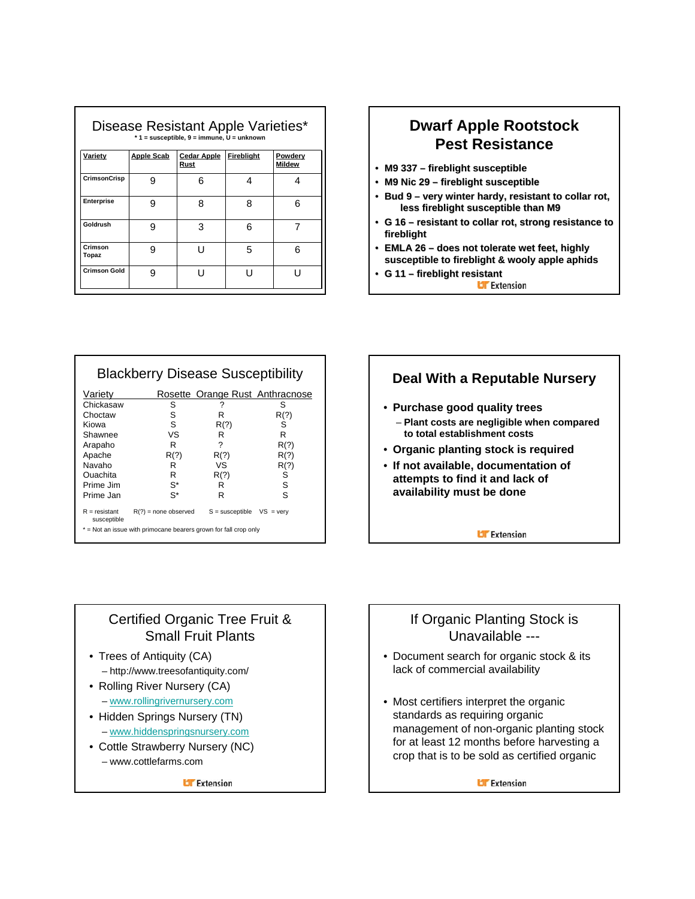## Disease Resistant Apple Varieties*

* 1 = susceptible, 9 = immune, U = unknown

| Variety | Apple Scab | Cedar Apple Rust | Fireblight | Powdery Mildew |
|---|---|---|---|---|
| CrimsonCrisp | 9 | 6 | 4 | 4 |
| Enterprise | 9 | 8 | 8 | 6 |
| Goldrush | 9 | 3 | 6 | 7 |
| Crimson Topaz | 9 | U | 5 | 6 |
| Crimson Gold | 9 | U | U | U |

## Dwarf Apple Rootstock Pest Resistance

- M9 337 – fireblight susceptible
- M9 Nic 29 – fireblight susceptible
- Bud 9 – very winter hardy, resistant to collar rot, less fireblight susceptible than M9
- G 16 – resistant to collar rot, strong resistance to fireblight
- EMLA 26 – does not tolerate wet feet, highly susceptible to fireblight & wooly apple aphids
- G 11 – fireblight resistant

## Blackberry Disease Susceptibility

| Variety | Rosette | Orange Rust | Anthracnose |
|---|---|---|---|
| Chickasaw | S | ? | S |
| Choctaw | S | R | R(?) |
| Kiowa | S | R(?) | S |
| Shawnee | VS | R | R |
| Arapaho | R | ? | R(?) |
| Apache | R(?) | R(?) | R(?) |
| Navaho | R | VS | R(?) |
| Ouachita | R | R(?) | S |
| Prime Jim | S* | R | S |
| Prime Jan | S* | R | S |

R = resistant R(?) = none observed S = susceptible VS = very susceptible

* = Not an issue with primocane bearers grown for fall crop only

## Deal With a Reputable Nursery

- Purchase good quality trees
  - Plant costs are negligible when compared to total establishment costs
- Organic planting stock is required
- If not available, documentation of attempts to find it and lack of availability must be done

## Certified Organic Tree Fruit & Small Fruit Plants

- Trees of Antiquity (CA)
  - http://www.treesofantiquity.com/
- Rolling River Nursery (CA)
  - www.rollingrivernursery.com
- Hidden Springs Nursery (TN)
  - www.hiddenspringsnursery.com
- Cottle Strawberry Nursery (NC)
  - www.cottlefarms.com

## If Organic Planting Stock is Unavailable ---

- Document search for organic stock & its lack of commercial availability
- Most certifiers interpret the organic standards as requiring organic management of non-organic planting stock for at least 12 months before harvesting a crop that is to be sold as certified organic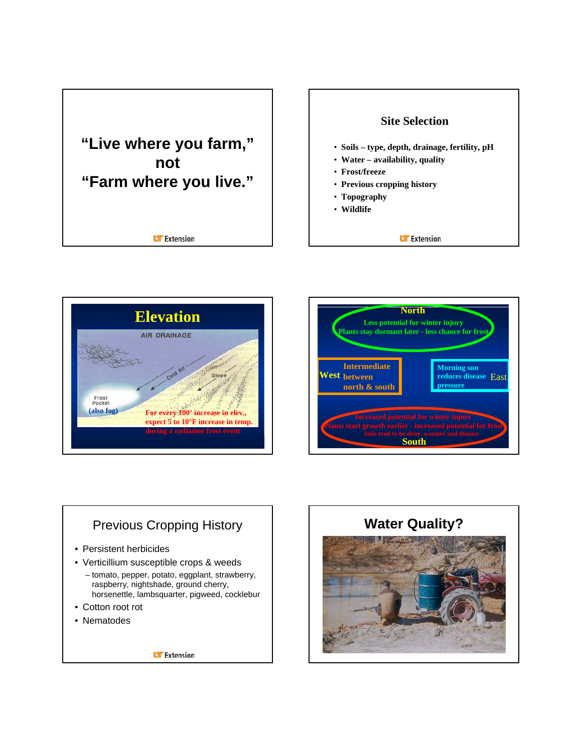“Live where you farm,”
not
“Farm where you live.”

## Site Selection

- Soils – type, depth, drainage, fertility, pH
- Water – availability, quality
- Frost/freeze
- Previous cropping history
- Topography
- Wildlife

## Elevation

AIR DRAINAGE

Cold Air

Slope

Frost Pocket

(also fog)

For every 100’ increase in elev., expect 5 to 10°F increase in temp. during a radiation frost event

**North**

Less potential for winter injury
Plants stay dormant later - less chance for frost

**West** Intermediate between north & south

**East** Morning sun reduces disease pressure

Increased potential for winter injury
Plants start growth earlier - increased potential for frost
Soils tend to be drier, warmer and thinner

**South**

## Previous Cropping History

- Persistent herbicides
- Verticillium susceptible crops & weeds
  - tomato, pepper, potato, eggplant, strawberry, raspberry, nightshade, ground cherry, horsenettle, lambsquarter, pigweed, cocklebur
- Cotton root rot
- Nematodes

## Water Quality?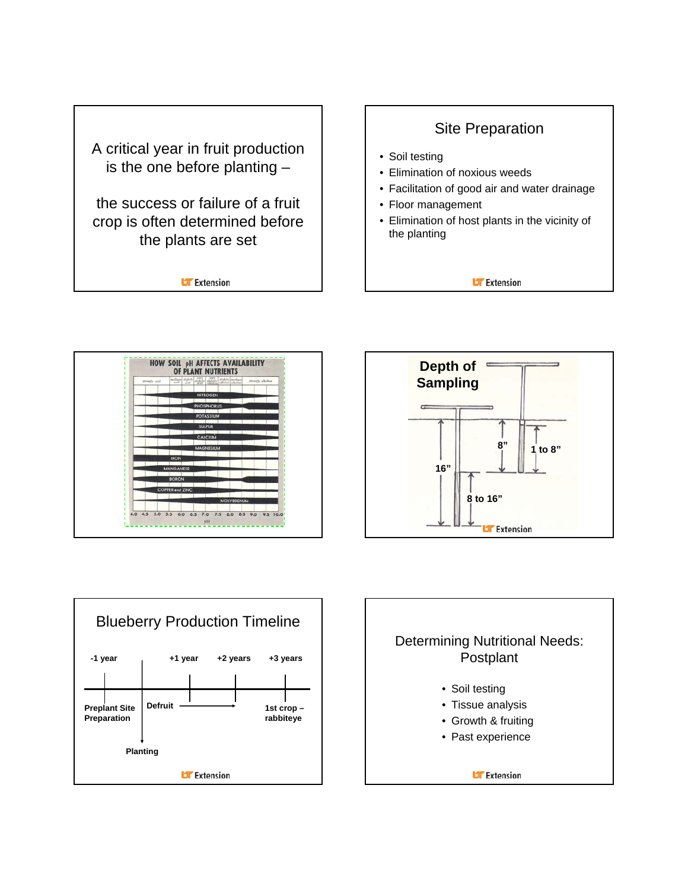A critical year in fruit production is the one before planting –

the success or failure of a fruit crop is often determined before the plants are set

## Site Preparation

- Soil testing
- Elimination of noxious weeds
- Facilitation of good air and water drainage
- Floor management
- Elimination of host plants in the vicinity of the planting

HOW SOIL pH AFFECTS AVAILABILITY OF PLANT NUTRIENTS

NITROGEN, PHOSPHORUS, POTASSIUM, SULFUR, CALCIUM, MAGNESIUM, IRON, MANGANESE, BORON, COPPER and ZINC, MOLYBDENUM

pH: 4.0 4.5 5.0 5.5 6.0 6.5 7.0 7.5 8.0 8.5 9.0 9.5 10.0

## Depth of Sampling

8" — 1 to 8"

16" — 8 to 16"

## Blueberry Production Timeline

-1 year — Preplant Site Preparation

Planting

Defruit → +1 year, +2 years

+3 years — 1st crop – rabbiteye

## Determining Nutritional Needs: Postplant

- Soil testing
- Tissue analysis
- Growth & fruiting
- Past experience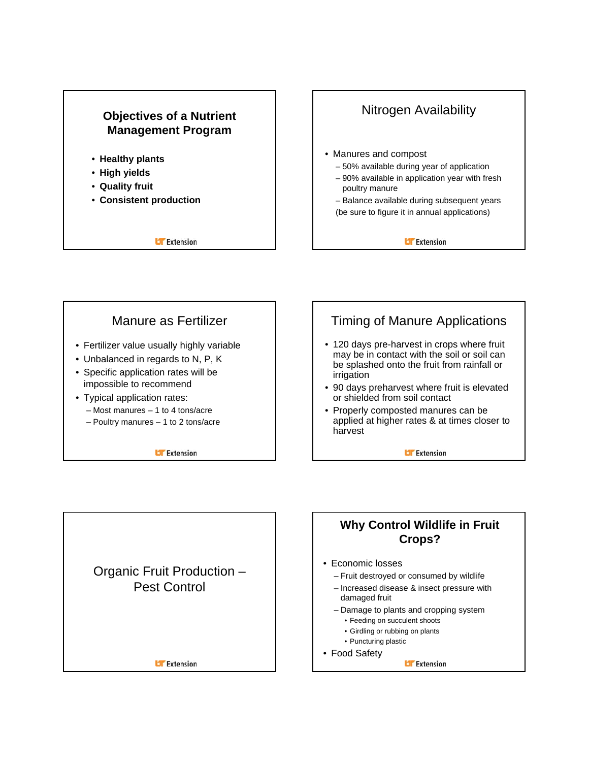## Objectives of a Nutrient Management Program

- **Healthy plants**
- **High yields**
- **Quality fruit**
- **Consistent production**

## Nitrogen Availability

- Manures and compost
  - 50% available during year of application
  - 90% available in application year with fresh poultry manure
  - Balance available during subsequent years

  (be sure to figure it in annual applications)

## Manure as Fertilizer

- Fertilizer value usually highly variable
- Unbalanced in regards to N, P, K
- Specific application rates will be impossible to recommend
- Typical application rates:
  - Most manures – 1 to 4 tons/acre
  - Poultry manures – 1 to 2 tons/acre

## Timing of Manure Applications

- 120 days pre-harvest in crops where fruit may be in contact with the soil or soil can be splashed onto the fruit from rainfall or irrigation
- 90 days preharvest where fruit is elevated or shielded from soil contact
- Properly composted manures can be applied at higher rates & at times closer to harvest

## Organic Fruit Production – Pest Control

## Why Control Wildlife in Fruit Crops?

- Economic losses
  - Fruit destroyed or consumed by wildlife
  - Increased disease & insect pressure with damaged fruit
  - Damage to plants and cropping system
    - Feeding on succulent shoots
    - Girdling or rubbing on plants
    - Puncturing plastic
- Food Safety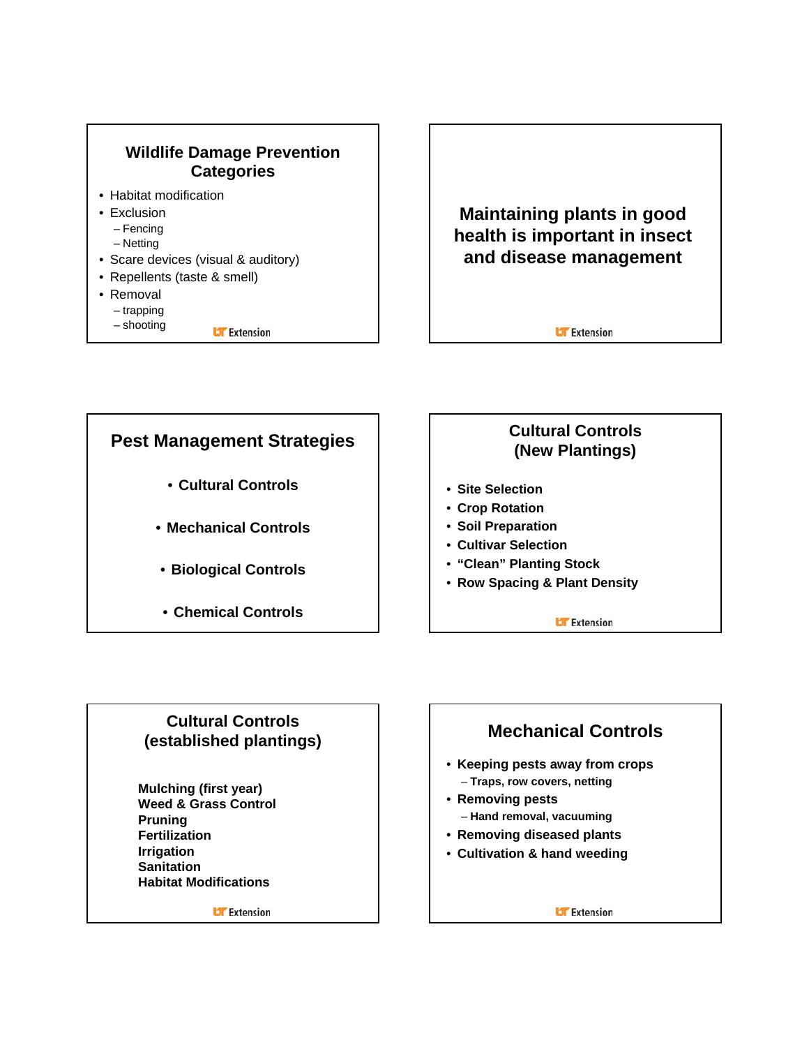## Wildlife Damage Prevention Categories

- Habitat modification
- Exclusion
  - Fencing
  - Netting
- Scare devices (visual & auditory)
- Repellents (taste & smell)
- Removal
  - trapping
  - shooting

## Maintaining plants in good health is important in insect and disease management

## Pest Management Strategies

- **Cultural Controls**
- **Mechanical Controls**
- **Biological Controls**
- **Chemical Controls**

## Cultural Controls (New Plantings)

- **Site Selection**
- **Crop Rotation**
- **Soil Preparation**
- **Cultivar Selection**
- **"Clean" Planting Stock**
- **Row Spacing & Plant Density**

## Cultural Controls (established plantings)

**Mulching (first year)**
**Weed & Grass Control**
**Pruning**
**Fertilization**
**Irrigation**
**Sanitation**
**Habitat Modifications**

## Mechanical Controls

- **Keeping pests away from crops**
  - **Traps, row covers, netting**
- **Removing pests**
  - **Hand removal, vacuuming**
- **Removing diseased plants**
- **Cultivation & hand weeding**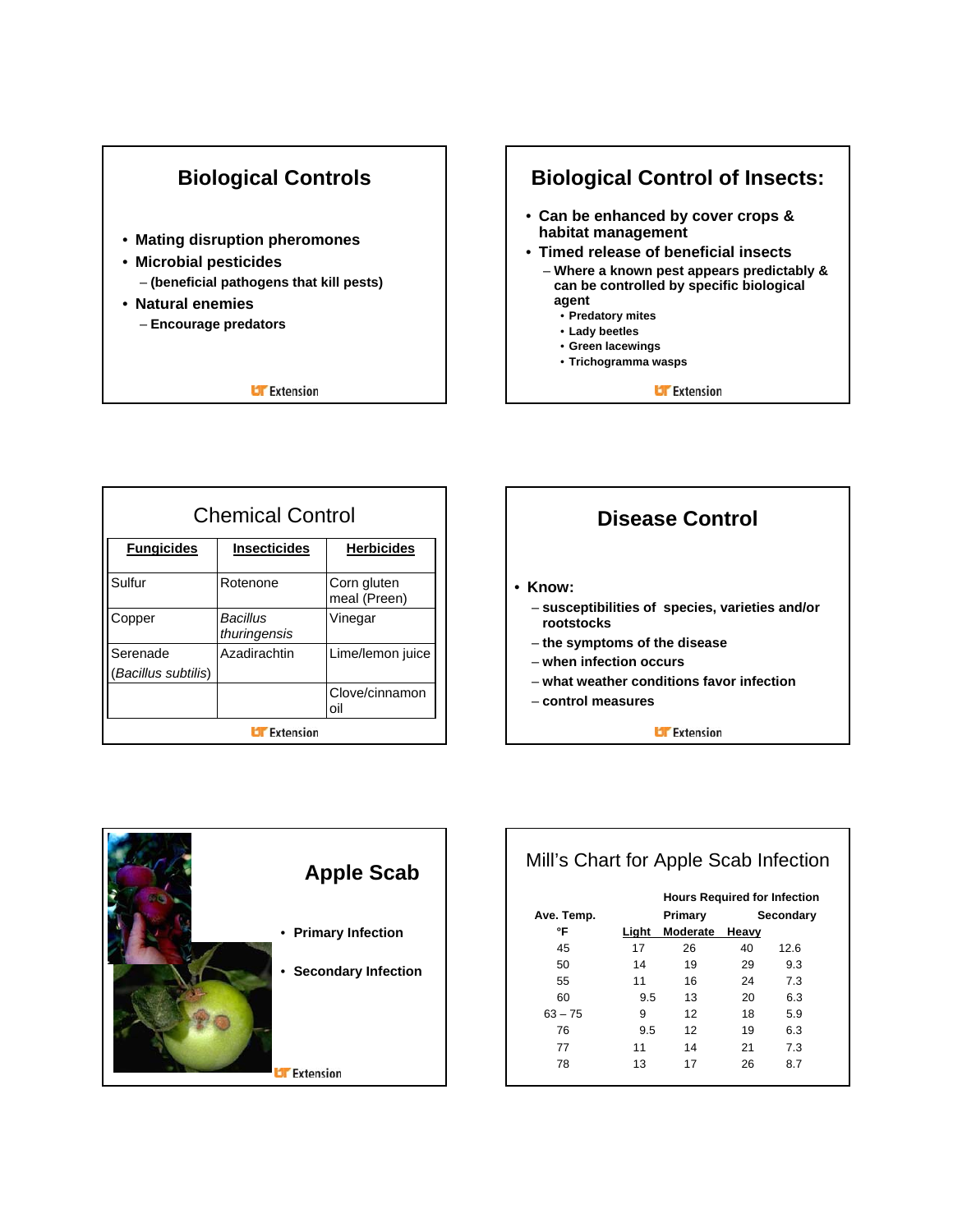## Biological Controls

- Mating disruption pheromones
- Microbial pesticides
  - (beneficial pathogens that kill pests)
- Natural enemies
  - Encourage predators

## Biological Control of Insects:

- Can be enhanced by cover crops & habitat management
- Timed release of beneficial insects
  - Where a known pest appears predictably & can be controlled by specific biological agent
    - Predatory mites
    - Lady beetles
    - Green lacewings
    - Trichogramma wasps

## Chemical Control

| Fungicides | Insecticides | Herbicides |
| --- | --- | --- |
| Sulfur | Rotenone | Corn gluten meal (Preen) |
| Copper | *Bacillus thuringensis* | Vinegar |
| Serenade (*Bacillus subtilis*) | Azadirachtin | Lime/lemon juice |
| | | Clove/cinnamon oil |

## Disease Control

- Know:
  - susceptibilities of species, varieties and/or rootstocks
  - the symptoms of the disease
  - when infection occurs
  - what weather conditions favor infection
  - control measures

## Apple Scab

- Primary Infection
- Secondary Infection

## Mill's Chart for Apple Scab Infection

| Ave. Temp. °F | Hours Required for Infection: Primary Light | Primary Moderate | Primary Heavy | Secondary |
| --- | --- | --- | --- | --- |
| 45 | 17 | 26 | 40 | 12.6 |
| 50 | 14 | 19 | 29 | 9.3 |
| 55 | 11 | 16 | 24 | 7.3 |
| 60 | 9.5 | 13 | 20 | 6.3 |
| 63 – 75 | 9 | 12 | 18 | 5.9 |
| 76 | 9.5 | 12 | 19 | 6.3 |
| 77 | 11 | 14 | 21 | 7.3 |
| 78 | 13 | 17 | 26 | 8.7 |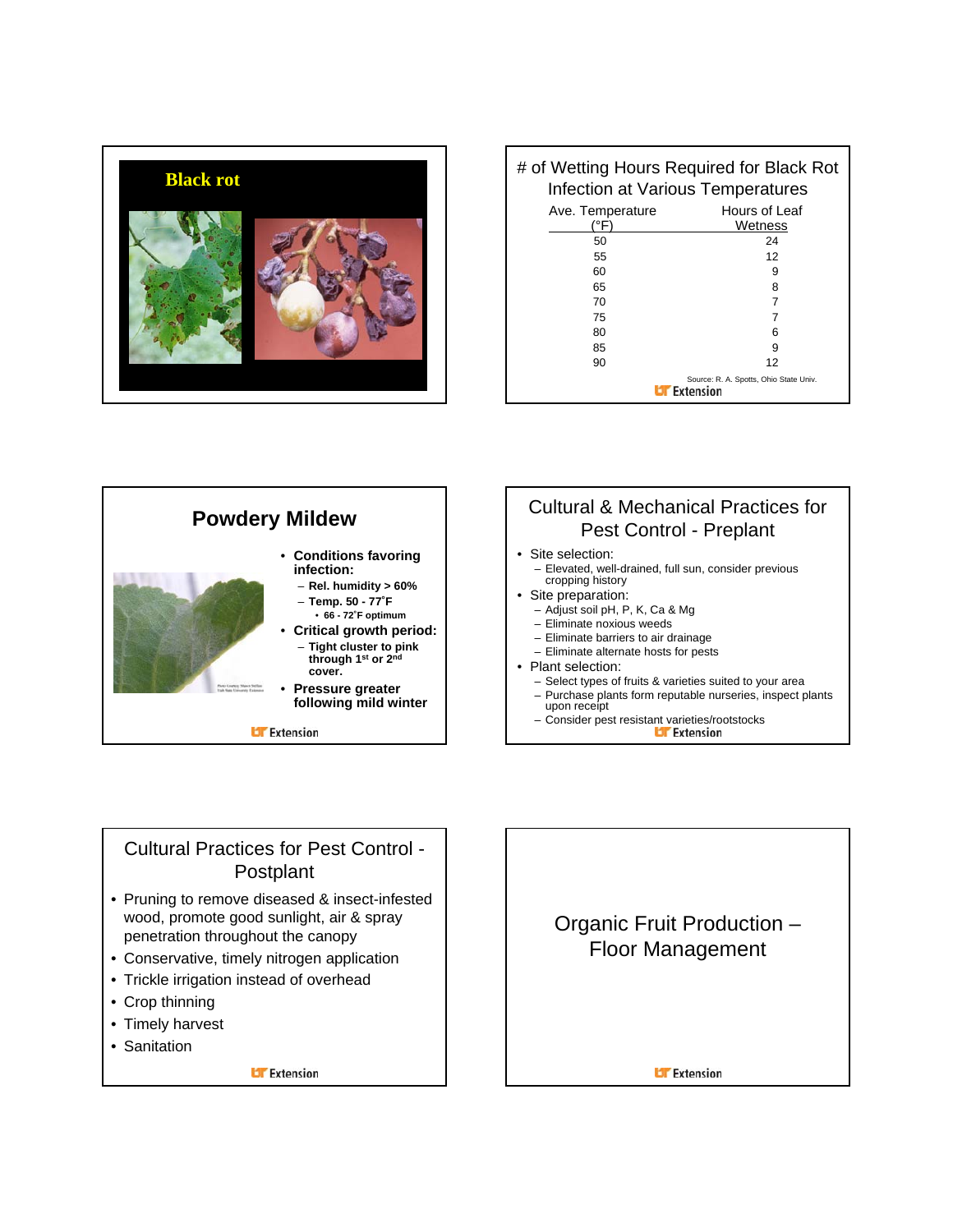## Black rot

## # of Wetting Hours Required for Black Rot Infection at Various Temperatures

| Ave. Temperature (°F) | Hours of Leaf Wetness |
|---|---|
| 50 | 24 |
| 55 | 12 |
| 60 | 9 |
| 65 | 8 |
| 70 | 7 |
| 75 | 7 |
| 80 | 6 |
| 85 | 9 |
| 90 | 12 |

Source: R. A. Spotts, Ohio State Univ.

## Powdery Mildew

- **Conditions favoring infection:**
  - **Rel. humidity > 60%**
  - **Temp. 50 - 77˚F**
    - **66 - 72˚F optimum**
- **Critical growth period:**
  - **Tight cluster to pink through 1st or 2nd cover.**
- **Pressure greater following mild winter**

## Cultural & Mechanical Practices for Pest Control - Preplant

- Site selection:
  - Elevated, well-drained, full sun, consider previous cropping history
- Site preparation:
  - Adjust soil pH, P, K, Ca & Mg
  - Eliminate noxious weeds
  - Eliminate barriers to air drainage
  - Eliminate alternate hosts for pests
- Plant selection:
  - Select types of fruits & varieties suited to your area
  - Purchase plants form reputable nurseries, inspect plants upon receipt
  - Consider pest resistant varieties/rootstocks

## Cultural Practices for Pest Control - Postplant

- Pruning to remove diseased & insect-infested wood, promote good sunlight, air & spray penetration throughout the canopy
- Conservative, timely nitrogen application
- Trickle irrigation instead of overhead
- Crop thinning
- Timely harvest
- Sanitation

## Organic Fruit Production – Floor Management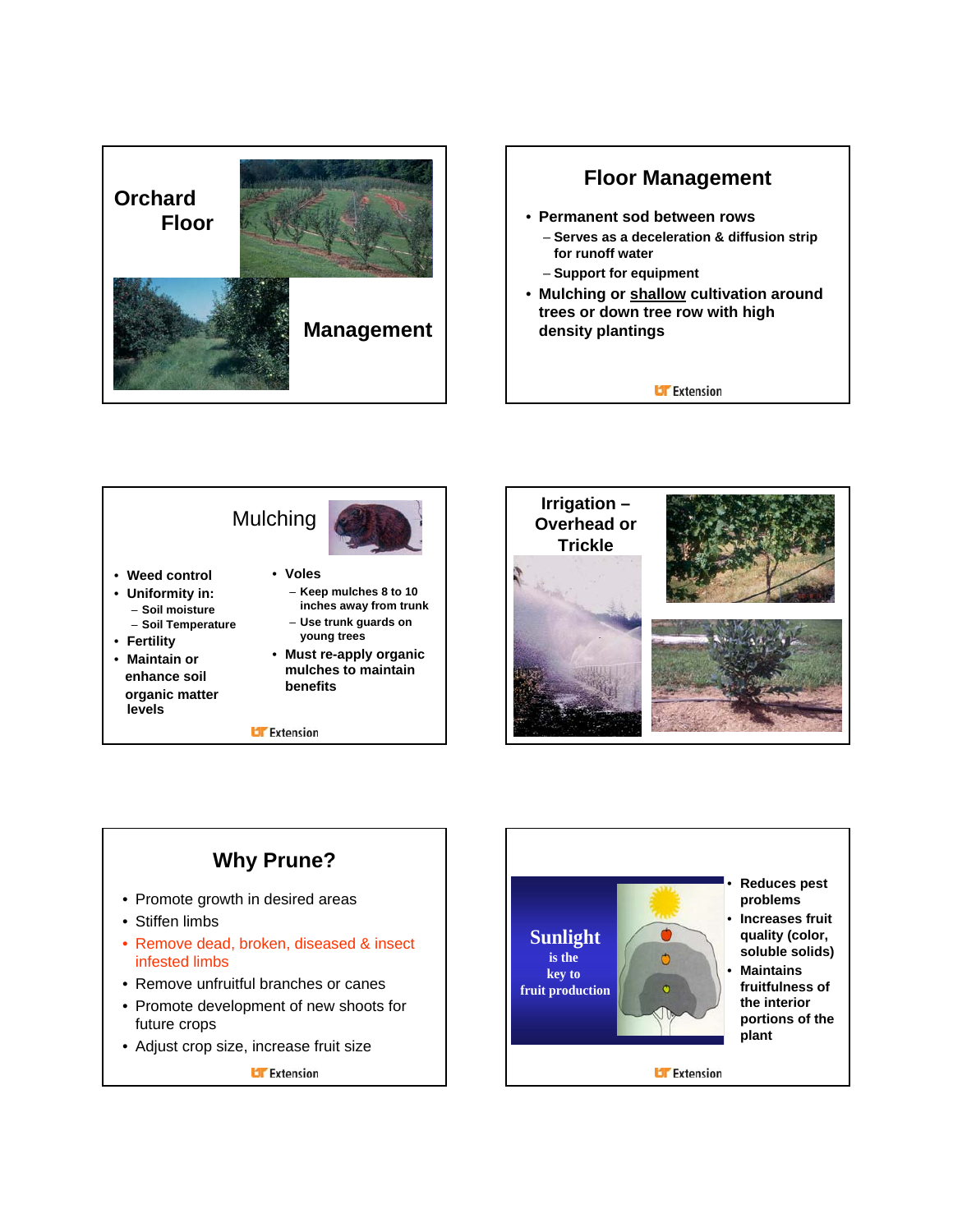## Orchard Floor Management

## Floor Management

- Permanent sod between rows
  - Serves as a deceleration & diffusion strip for runoff water
  - Support for equipment
- Mulching or shallow cultivation around trees or down tree row with high density plantings

## Mulching

- Weed control
- Uniformity in:
  - Soil moisture
  - Soil Temperature
- Fertility
- Maintain or enhance soil organic matter levels
- Voles
  - Keep mulches 8 to 10 inches away from trunk
  - Use trunk guards on young trees
- Must re-apply organic mulches to maintain benefits

## Irrigation – Overhead or Trickle

## Why Prune?

- Promote growth in desired areas
- Stiffen limbs
- Remove dead, broken, diseased & insect infested limbs
- Remove unfruitful branches or canes
- Promote development of new shoots for future crops
- Adjust crop size, increase fruit size

## Sunlight is the key to fruit production

- Reduces pest problems
- Increases fruit quality (color, soluble solids)
- Maintains fruitfulness of the interior portions of the plant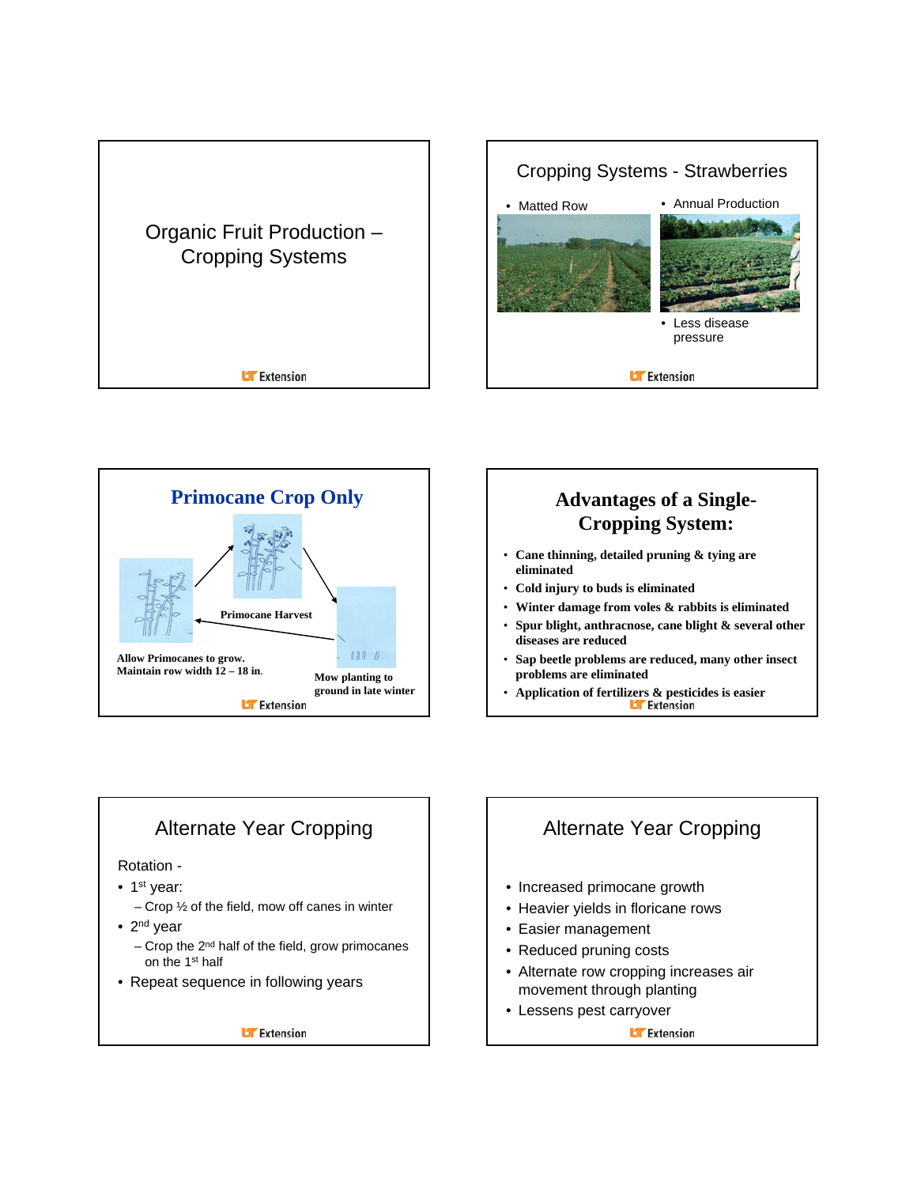# Organic Fruit Production – Cropping Systems

## Cropping Systems - Strawberries

- Matted Row
- Annual Production
- Less disease pressure

## Primocane Crop Only

Primocane Harvest

Allow Primocanes to grow. Maintain row width 12 – 18 in.

Mow planting to ground in late winter

## Advantages of a Single-Cropping System:

- **Cane thinning, detailed pruning & tying are eliminated**
- **Cold injury to buds is eliminated**
- **Winter damage from voles & rabbits is eliminated**
- **Spur blight, anthracnose, cane blight & several other diseases are reduced**
- **Sap beetle problems are reduced, many other insect problems are eliminated**
- **Application of fertilizers & pesticides is easier**

## Alternate Year Cropping

Rotation -

- 1st year:
  - Crop ½ of the field, mow off canes in winter
- 2nd year
  - Crop the 2nd half of the field, grow primocanes on the 1st half
- Repeat sequence in following years

## Alternate Year Cropping

- Increased primocane growth
- Heavier yields in floricane rows
- Easier management
- Reduced pruning costs
- Alternate row cropping increases air movement through planting
- Lessens pest carryover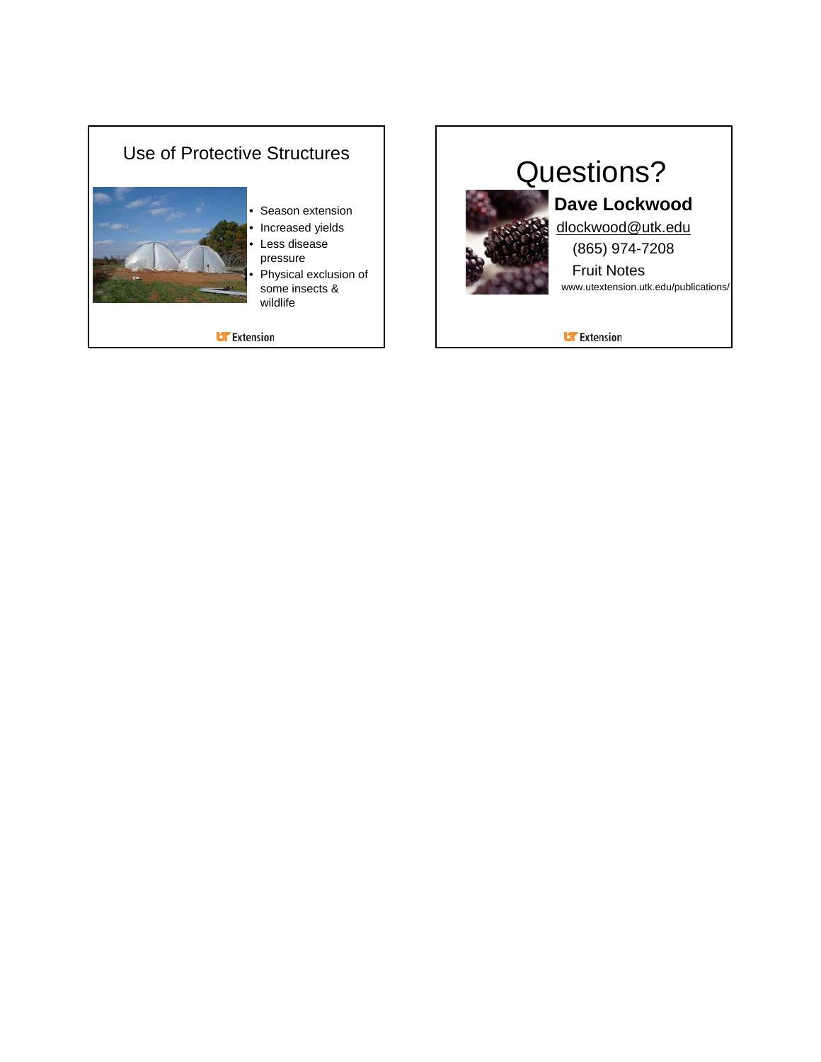## Use of Protective Structures

- Season extension
- Increased yields
- Less disease pressure
- Physical exclusion of some insects & wildlife

UT Extension

# Questions?

**Dave Lockwood**

dlockwood@utk.edu

(865) 974-7208

Fruit Notes

www.utextension.utk.edu/publications/

UT Extension